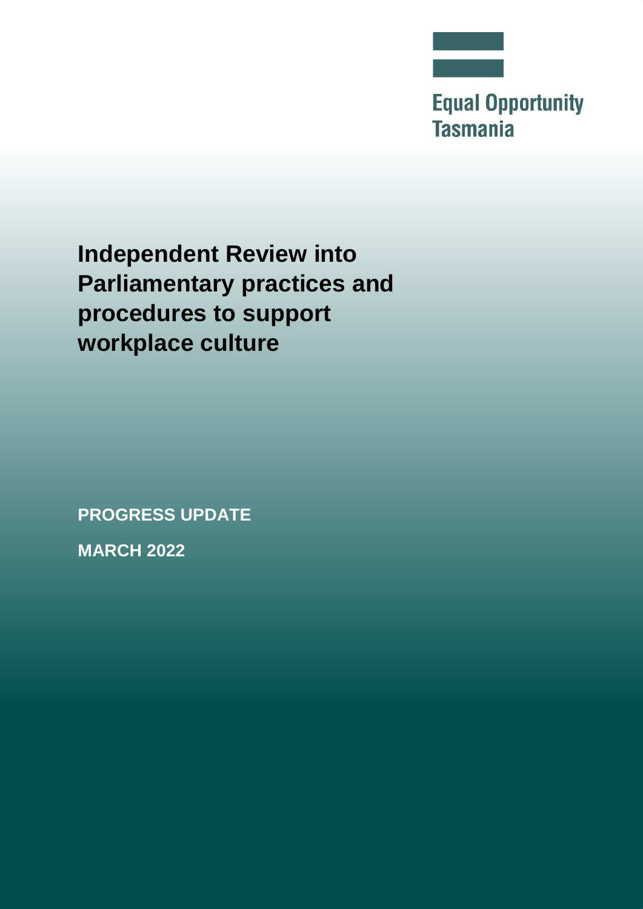Equal Opportunity Tasmania

# Independent Review into Parliamentary practices and procedures to support workplace culture

**PROGRESS UPDATE**

**MARCH 2022**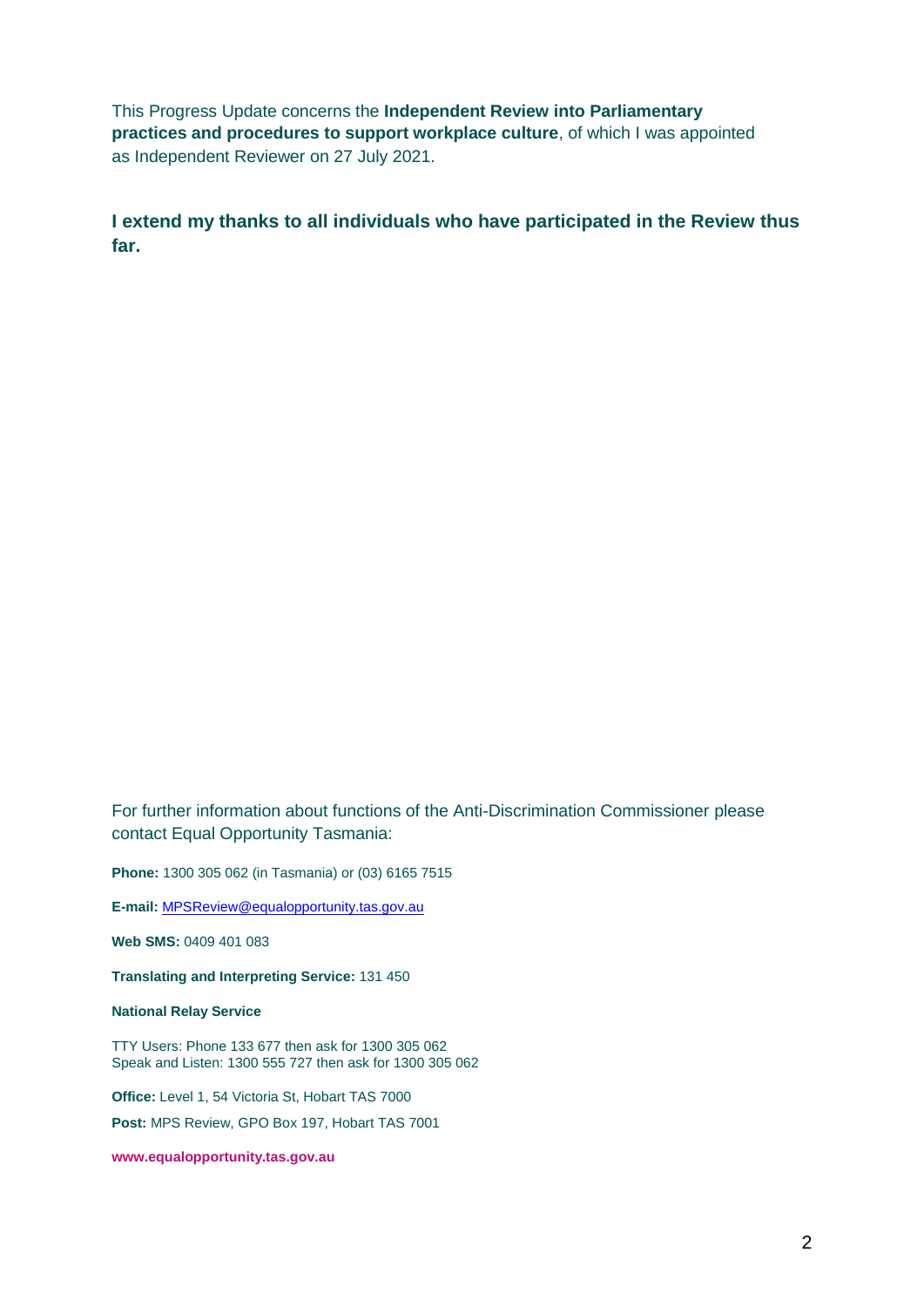This Progress Update concerns the **Independent Review into Parliamentary practices and procedures to support workplace culture**, of which I was appointed as Independent Reviewer on 27 July 2021.

**I extend my thanks to all individuals who have participated in the Review thus far.**

For further information about functions of the Anti-Discrimination Commissioner please contact Equal Opportunity Tasmania:

**Phone:** 1300 305 062 (in Tasmania) or (03) 6165 7515

**E-mail:** MPSReview@equalopportunity.tas.gov.au

**Web SMS:** 0409 401 083

**Translating and Interpreting Service:** 131 450

**National Relay Service**

TTY Users: Phone 133 677 then ask for 1300 305 062
Speak and Listen: 1300 555 727 then ask for 1300 305 062

**Office:** Level 1, 54 Victoria St, Hobart TAS 7000

**Post:** MPS Review, GPO Box 197, Hobart TAS 7001

**www.equalopportunity.tas.gov.au**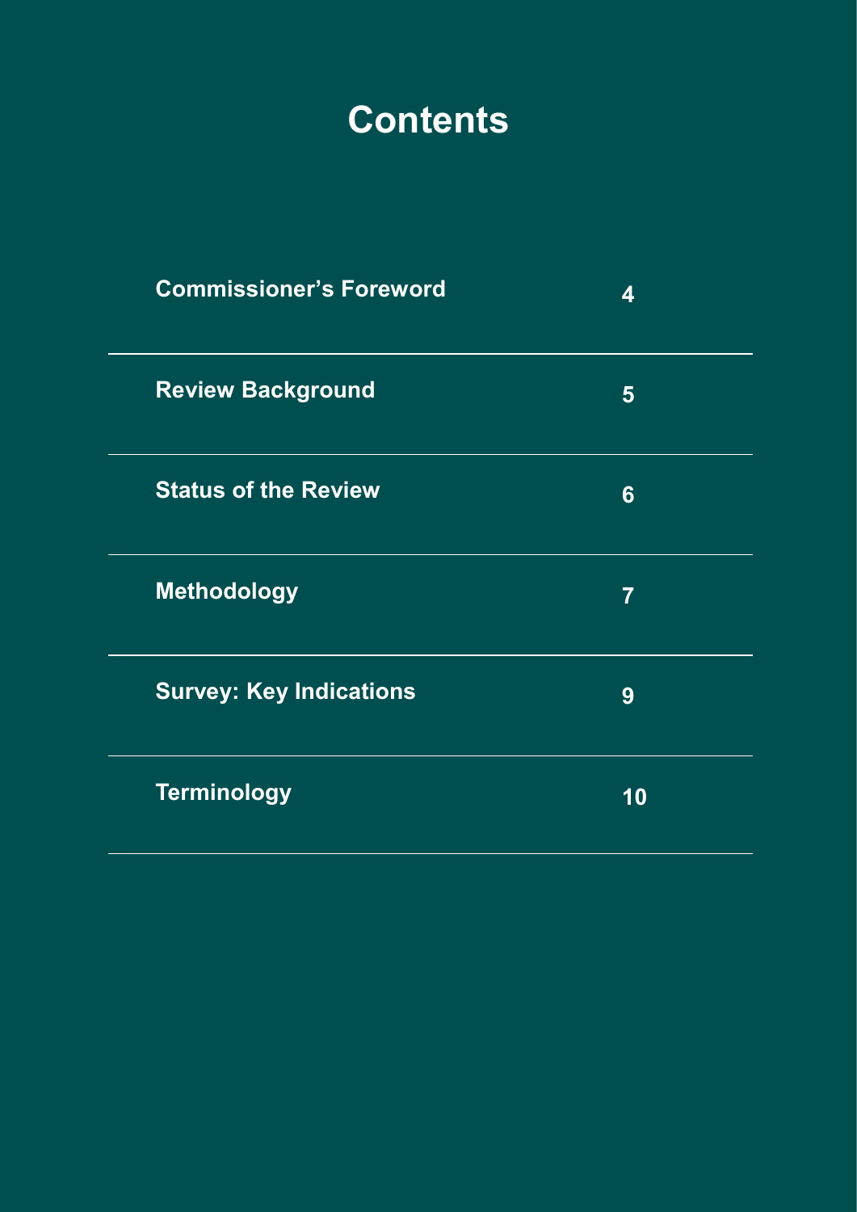# Contents

| | |
|---|---|
| **Commissioner's Foreword** | **4** |
| **Review Background** | **5** |
| **Status of the Review** | **6** |
| **Methodology** | **7** |
| **Survey: Key Indications** | **9** |
| **Terminology** | **10** |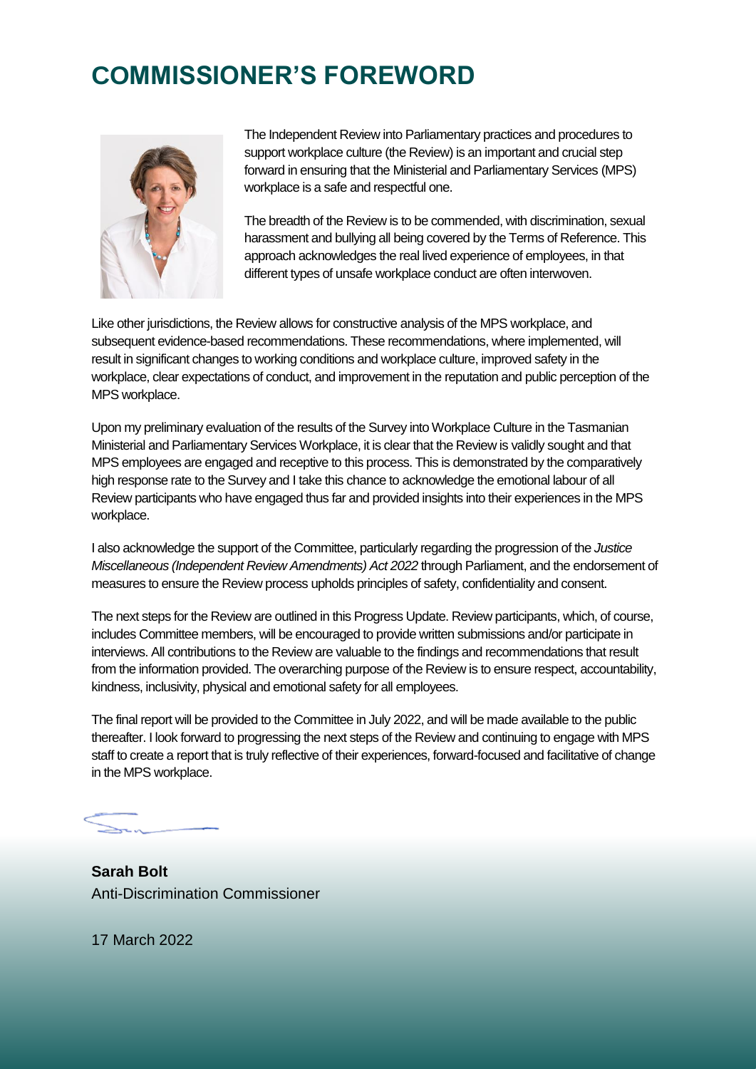# COMMISSIONER'S FOREWORD

The Independent Review into Parliamentary practices and procedures to support workplace culture (the Review) is an important and crucial step forward in ensuring that the Ministerial and Parliamentary Services (MPS) workplace is a safe and respectful one.

The breadth of the Review is to be commended, with discrimination, sexual harassment and bullying all being covered by the Terms of Reference. This approach acknowledges the real lived experience of employees, in that different types of unsafe workplace conduct are often interwoven.

Like other jurisdictions, the Review allows for constructive analysis of the MPS workplace, and subsequent evidence-based recommendations. These recommendations, where implemented, will result in significant changes to working conditions and workplace culture, improved safety in the workplace, clear expectations of conduct, and improvement in the reputation and public perception of the MPS workplace.

Upon my preliminary evaluation of the results of the Survey into Workplace Culture in the Tasmanian Ministerial and Parliamentary Services Workplace, it is clear that the Review is validly sought and that MPS employees are engaged and receptive to this process. This is demonstrated by the comparatively high response rate to the Survey and I take this chance to acknowledge the emotional labour of all Review participants who have engaged thus far and provided insights into their experiences in the MPS workplace.

I also acknowledge the support of the Committee, particularly regarding the progression of the *Justice Miscellaneous (Independent Review Amendments) Act 2022* through Parliament, and the endorsement of measures to ensure the Review process upholds principles of safety, confidentiality and consent.

The next steps for the Review are outlined in this Progress Update. Review participants, which, of course, includes Committee members, will be encouraged to provide written submissions and/or participate in interviews. All contributions to the Review are valuable to the findings and recommendations that result from the information provided. The overarching purpose of the Review is to ensure respect, accountability, kindness, inclusivity, physical and emotional safety for all employees.

The final report will be provided to the Committee in July 2022, and will be made available to the public thereafter. I look forward to progressing the next steps of the Review and continuing to engage with MPS staff to create a report that is truly reflective of their experiences, forward-focused and facilitative of change in the MPS workplace.

**Sarah Bolt**
Anti-Discrimination Commissioner

17 March 2022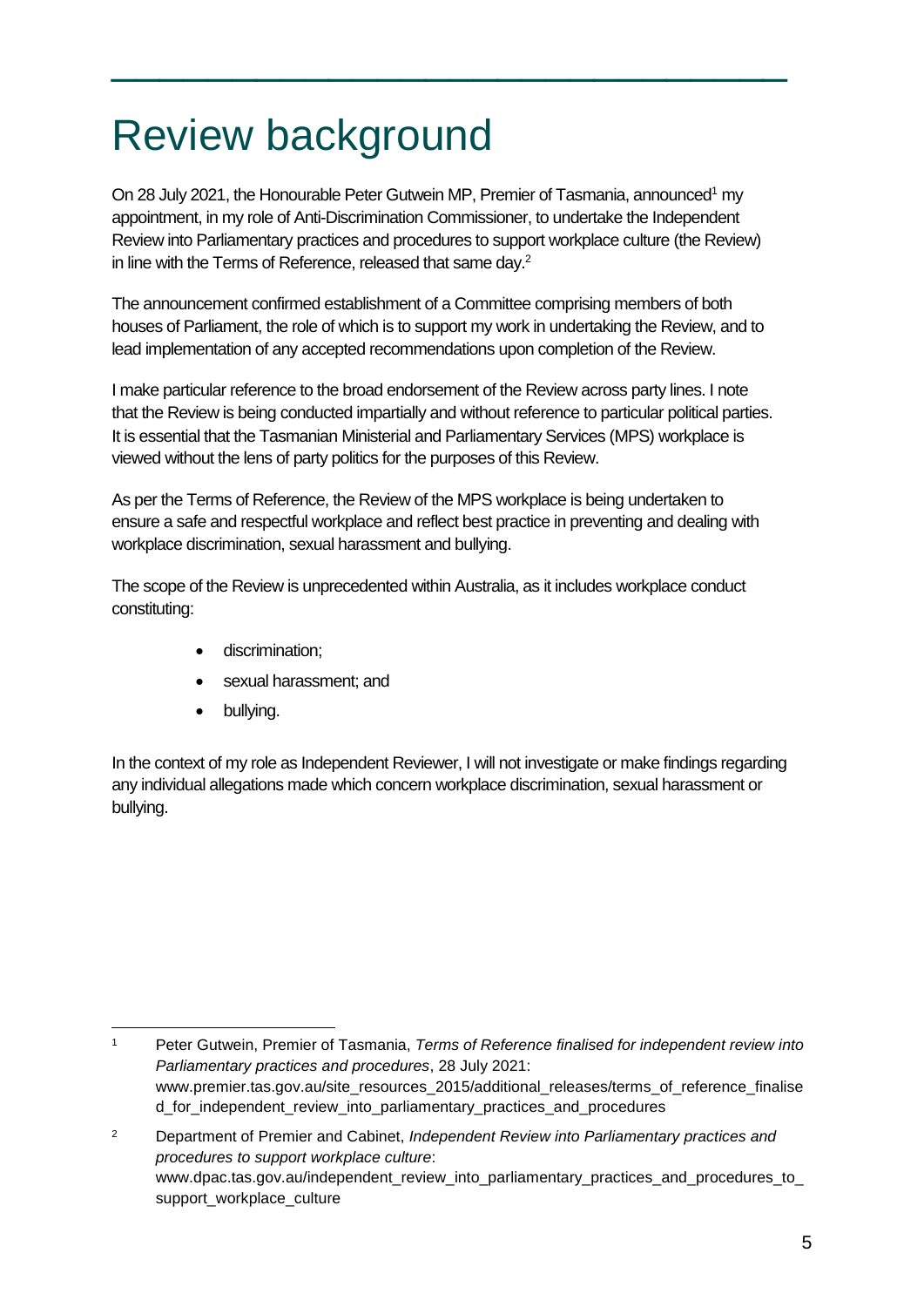# Review background

On 28 July 2021, the Honourable Peter Gutwein MP, Premier of Tasmania, announced[1] my appointment, in my role of Anti-Discrimination Commissioner, to undertake the Independent Review into Parliamentary practices and procedures to support workplace culture (the Review) in line with the Terms of Reference, released that same day.[2]

The announcement confirmed establishment of a Committee comprising members of both houses of Parliament, the role of which is to support my work in undertaking the Review, and to lead implementation of any accepted recommendations upon completion of the Review.

I make particular reference to the broad endorsement of the Review across party lines. I note that the Review is being conducted impartially and without reference to particular political parties. It is essential that the Tasmanian Ministerial and Parliamentary Services (MPS) workplace is viewed without the lens of party politics for the purposes of this Review.

As per the Terms of Reference, the Review of the MPS workplace is being undertaken to ensure a safe and respectful workplace and reflect best practice in preventing and dealing with workplace discrimination, sexual harassment and bullying.

The scope of the Review is unprecedented within Australia, as it includes workplace conduct constituting:

- discrimination;
- sexual harassment; and
- bullying.

In the context of my role as Independent Reviewer, I will not investigate or make findings regarding any individual allegations made which concern workplace discrimination, sexual harassment or bullying.

---

[1] Peter Gutwein, Premier of Tasmania, *Terms of Reference finalised for independent review into Parliamentary practices and procedures*, 28 July 2021: www.premier.tas.gov.au/site_resources_2015/additional_releases/terms_of_reference_finalised_for_independent_review_into_parliamentary_practices_and_procedures

[2] Department of Premier and Cabinet, *Independent Review into Parliamentary practices and procedures to support workplace culture*: www.dpac.tas.gov.au/independent_review_into_parliamentary_practices_and_procedures_to_support_workplace_culture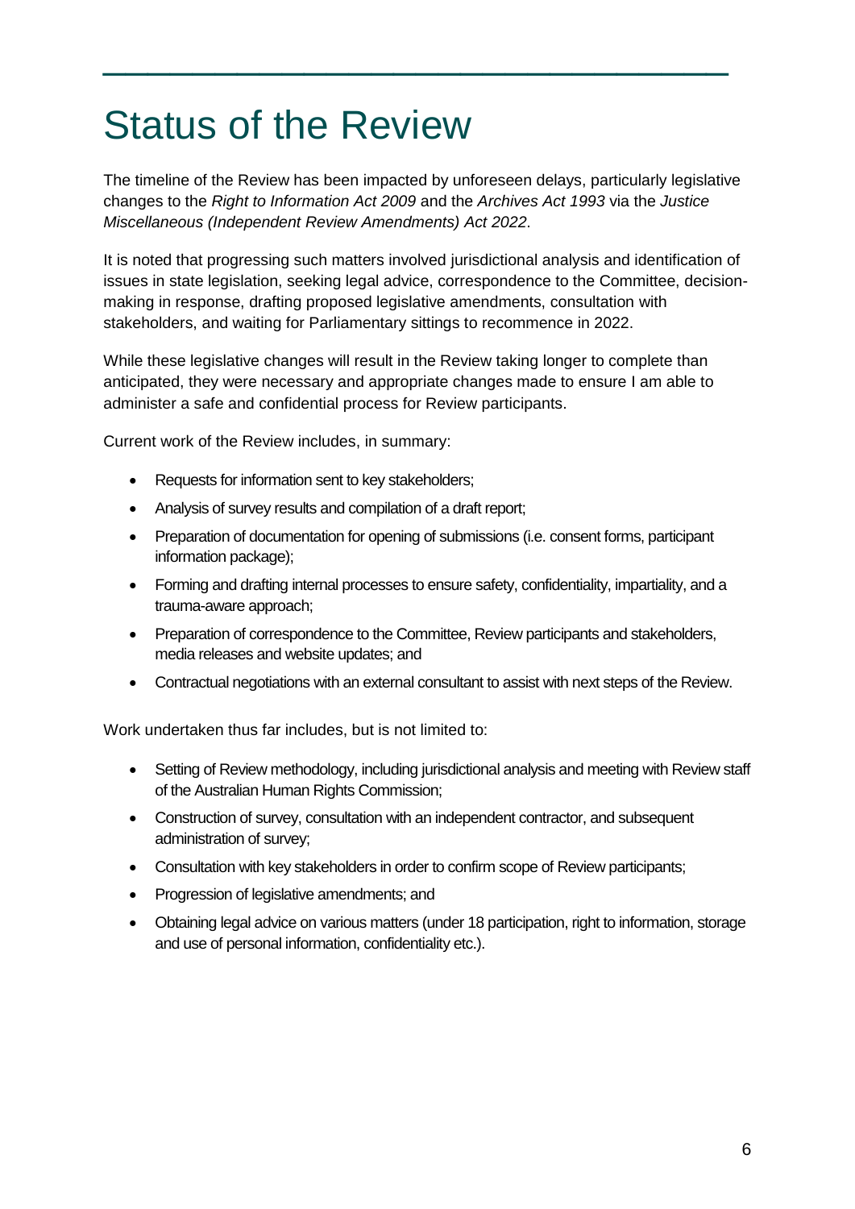# Status of the Review

The timeline of the Review has been impacted by unforeseen delays, particularly legislative changes to the *Right to Information Act 2009* and the *Archives Act 1993* via the *Justice Miscellaneous (Independent Review Amendments) Act 2022*.

It is noted that progressing such matters involved jurisdictional analysis and identification of issues in state legislation, seeking legal advice, correspondence to the Committee, decision-making in response, drafting proposed legislative amendments, consultation with stakeholders, and waiting for Parliamentary sittings to recommence in 2022.

While these legislative changes will result in the Review taking longer to complete than anticipated, they were necessary and appropriate changes made to ensure I am able to administer a safe and confidential process for Review participants.

Current work of the Review includes, in summary:

- Requests for information sent to key stakeholders;
- Analysis of survey results and compilation of a draft report;
- Preparation of documentation for opening of submissions (i.e. consent forms, participant information package);
- Forming and drafting internal processes to ensure safety, confidentiality, impartiality, and a trauma-aware approach;
- Preparation of correspondence to the Committee, Review participants and stakeholders, media releases and website updates; and
- Contractual negotiations with an external consultant to assist with next steps of the Review.

Work undertaken thus far includes, but is not limited to:

- Setting of Review methodology, including jurisdictional analysis and meeting with Review staff of the Australian Human Rights Commission;
- Construction of survey, consultation with an independent contractor, and subsequent administration of survey;
- Consultation with key stakeholders in order to confirm scope of Review participants;
- Progression of legislative amendments; and
- Obtaining legal advice on various matters (under 18 participation, right to information, storage and use of personal information, confidentiality etc.).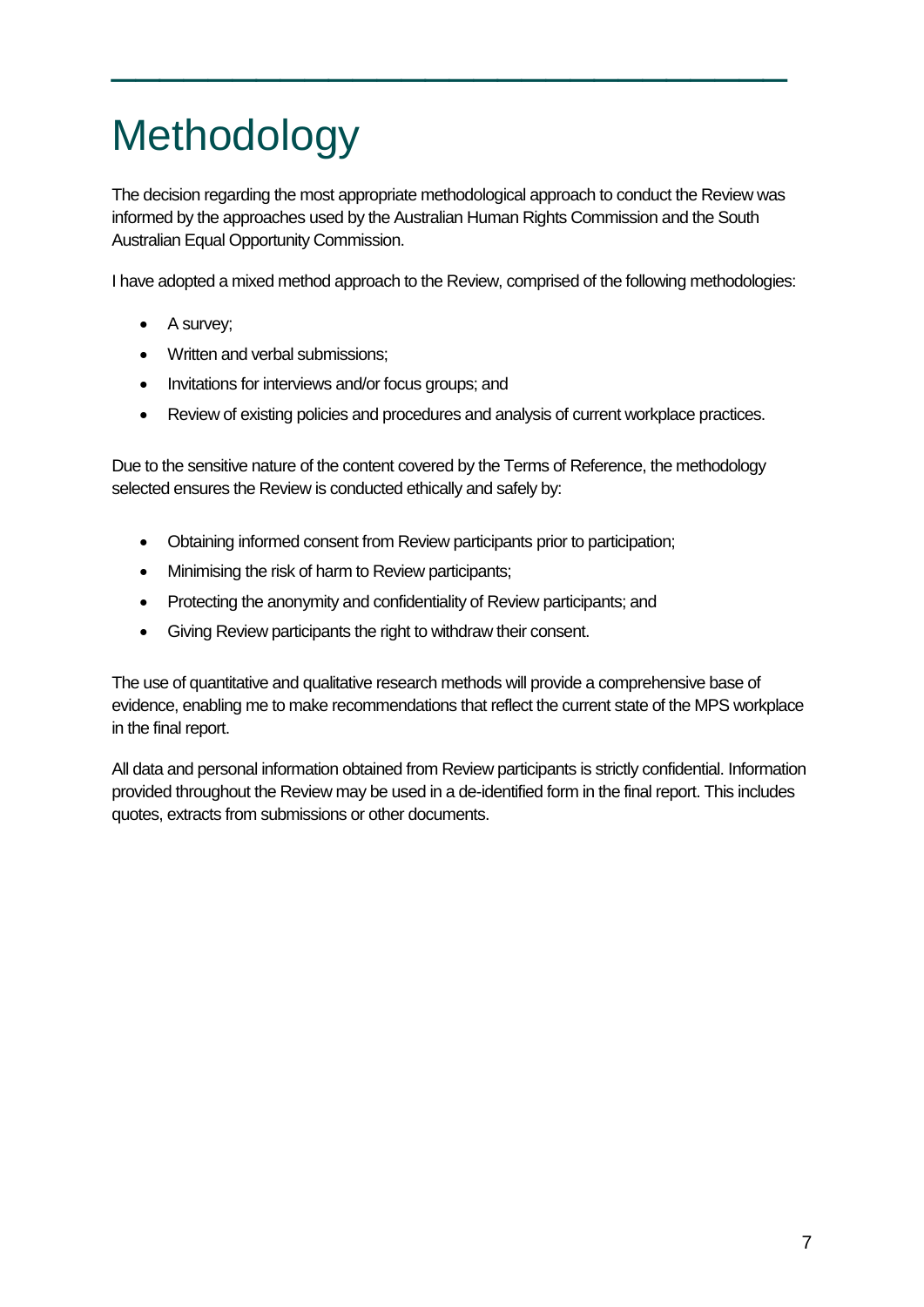# Methodology

The decision regarding the most appropriate methodological approach to conduct the Review was informed by the approaches used by the Australian Human Rights Commission and the South Australian Equal Opportunity Commission.

I have adopted a mixed method approach to the Review, comprised of the following methodologies:

- A survey;
- Written and verbal submissions;
- Invitations for interviews and/or focus groups; and
- Review of existing policies and procedures and analysis of current workplace practices.

Due to the sensitive nature of the content covered by the Terms of Reference, the methodology selected ensures the Review is conducted ethically and safely by:

- Obtaining informed consent from Review participants prior to participation;
- Minimising the risk of harm to Review participants;
- Protecting the anonymity and confidentiality of Review participants; and
- Giving Review participants the right to withdraw their consent.

The use of quantitative and qualitative research methods will provide a comprehensive base of evidence, enabling me to make recommendations that reflect the current state of the MPS workplace in the final report.

All data and personal information obtained from Review participants is strictly confidential. Information provided throughout the Review may be used in a de-identified form in the final report. This includes quotes, extracts from submissions or other documents.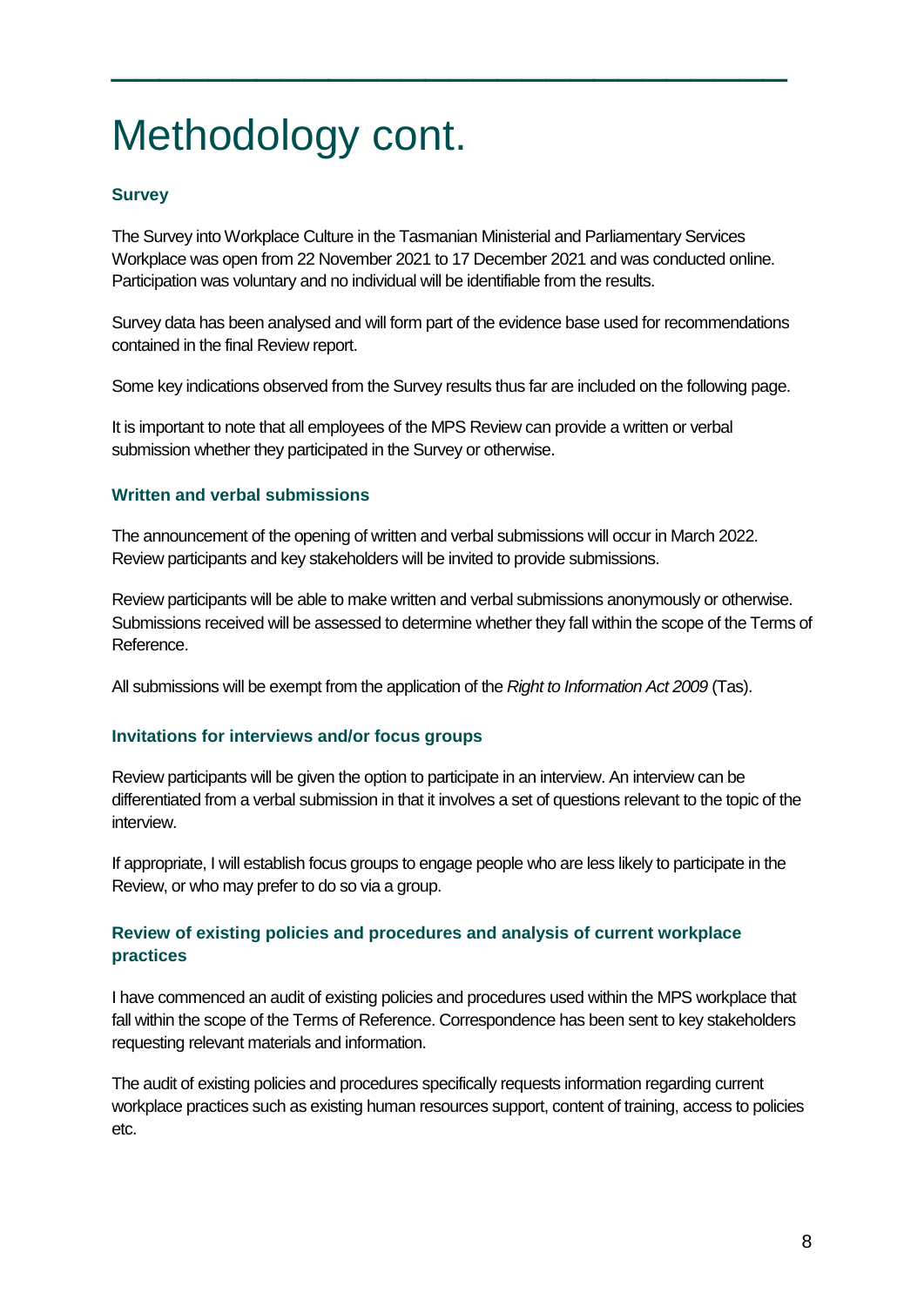# Methodology cont.

### Survey

The Survey into Workplace Culture in the Tasmanian Ministerial and Parliamentary Services Workplace was open from 22 November 2021 to 17 December 2021 and was conducted online. Participation was voluntary and no individual will be identifiable from the results.

Survey data has been analysed and will form part of the evidence base used for recommendations contained in the final Review report.

Some key indications observed from the Survey results thus far are included on the following page.

It is important to note that all employees of the MPS Review can provide a written or verbal submission whether they participated in the Survey or otherwise.

### Written and verbal submissions

The announcement of the opening of written and verbal submissions will occur in March 2022. Review participants and key stakeholders will be invited to provide submissions.

Review participants will be able to make written and verbal submissions anonymously or otherwise. Submissions received will be assessed to determine whether they fall within the scope of the Terms of Reference.

All submissions will be exempt from the application of the *Right to Information Act 2009* (Tas).

### Invitations for interviews and/or focus groups

Review participants will be given the option to participate in an interview. An interview can be differentiated from a verbal submission in that it involves a set of questions relevant to the topic of the interview.

If appropriate, I will establish focus groups to engage people who are less likely to participate in the Review, or who may prefer to do so via a group.

### Review of existing policies and procedures and analysis of current workplace practices

I have commenced an audit of existing policies and procedures used within the MPS workplace that fall within the scope of the Terms of Reference. Correspondence has been sent to key stakeholders requesting relevant materials and information.

The audit of existing policies and procedures specifically requests information regarding current workplace practices such as existing human resources support, content of training, access to policies etc.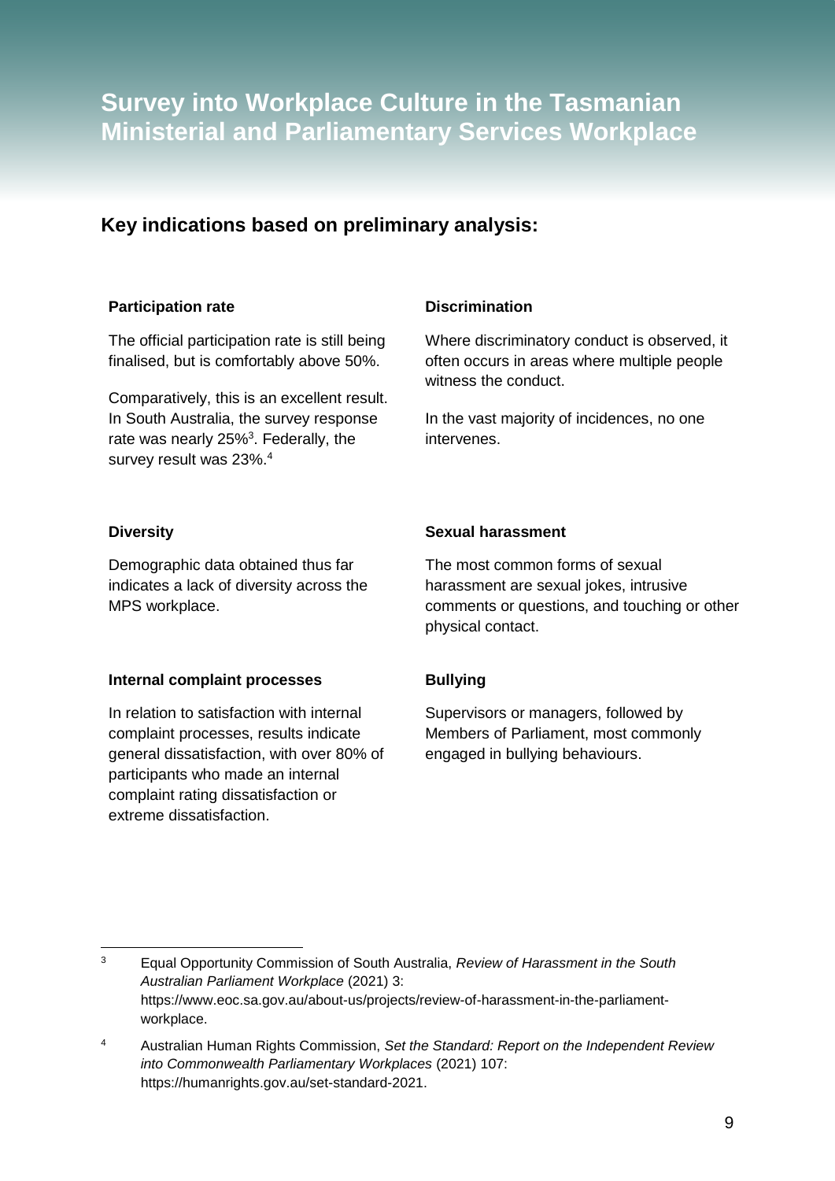# Survey into Workplace Culture in the Tasmanian Ministerial and Parliamentary Services Workplace

## Key indications based on preliminary analysis:

**Participation rate**

The official participation rate is still being finalised, but is comfortably above 50%.

Comparatively, this is an excellent result. In South Australia, the survey response rate was nearly 25%[3]. Federally, the survey result was 23%.[4]

**Discrimination**

Where discriminatory conduct is observed, it often occurs in areas where multiple people witness the conduct.

In the vast majority of incidences, no one intervenes.

**Diversity**

Demographic data obtained thus far indicates a lack of diversity across the MPS workplace.

**Sexual harassment**

The most common forms of sexual harassment are sexual jokes, intrusive comments or questions, and touching or other physical contact.

**Internal complaint processes**

In relation to satisfaction with internal complaint processes, results indicate general dissatisfaction, with over 80% of participants who made an internal complaint rating dissatisfaction or extreme dissatisfaction.

**Bullying**

Supervisors or managers, followed by Members of Parliament, most commonly engaged in bullying behaviours.

---

[3] Equal Opportunity Commission of South Australia, *Review of Harassment in the South Australian Parliament Workplace* (2021) 3: https://www.eoc.sa.gov.au/about-us/projects/review-of-harassment-in-the-parliament-workplace.

[4] Australian Human Rights Commission, *Set the Standard: Report on the Independent Review into Commonwealth Parliamentary Workplaces* (2021) 107: https://humanrights.gov.au/set-standard-2021.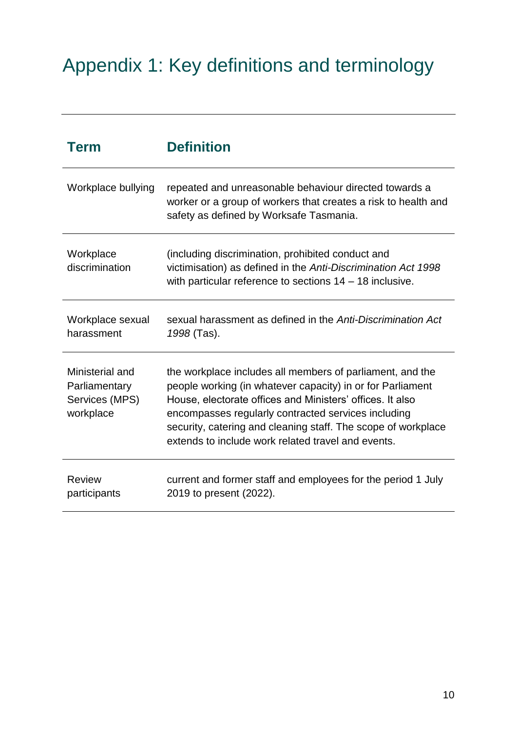# Appendix 1: Key definitions and terminology

| Term | Definition |
|---|---|
| Workplace bullying | repeated and unreasonable behaviour directed towards a worker or a group of workers that creates a risk to health and safety as defined by Worksafe Tasmania. |
| Workplace discrimination | (including discrimination, prohibited conduct and victimisation) as defined in the *Anti-Discrimination Act 1998* with particular reference to sections 14 – 18 inclusive. |
| Workplace sexual harassment | sexual harassment as defined in the *Anti-Discrimination Act 1998* (Tas). |
| Ministerial and Parliamentary Services (MPS) workplace | the workplace includes all members of parliament, and the people working (in whatever capacity) in or for Parliament House, electorate offices and Ministers' offices. It also encompasses regularly contracted services including security, catering and cleaning staff. The scope of workplace extends to include work related travel and events. |
| Review participants | current and former staff and employees for the period 1 July 2019 to present (2022). |